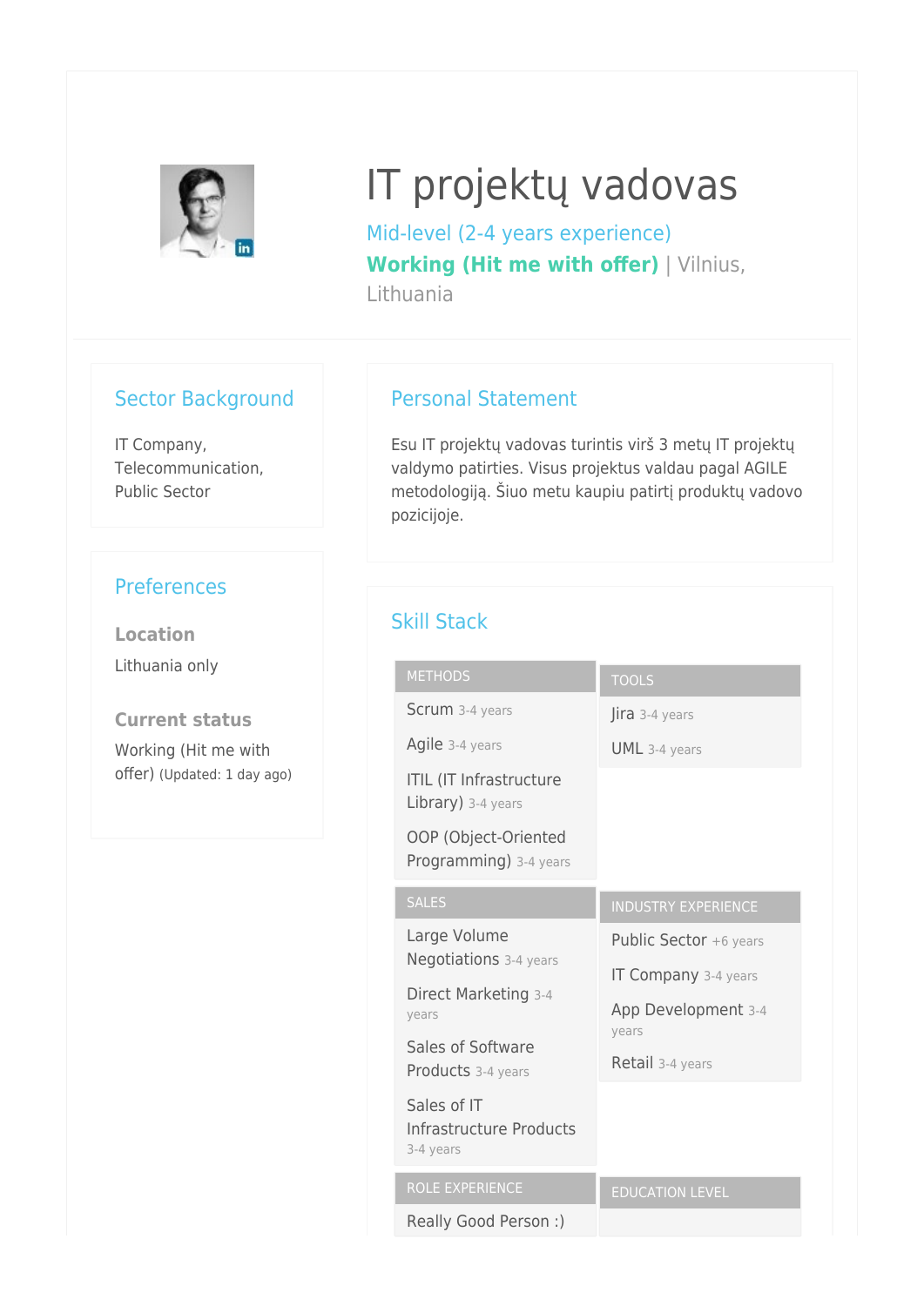# IT projektų vadovas

Mid-level (2-4 years experience)

**Working (Hit me with offer)** | Vilnius, Lithuania

## Sector Background

IT Company, Telecommunication, Public Sector

## Preferences

### Location

Lithuania only

### Current status

Working (Hit me with offer) (Updated: 1 day ago)

## Personal Statement

Esu IT projektų vadovas turintis virš 3 metų IT projektų valdymo patirties. Visus projektus valdau pagal AGILE metodologiją. Šiuo metu kaupiu patirtį produktų vadovo pozicijoje.

## Skill Stack

### METHODS

- Scrum 3-4 years
- Agile 3-4 years
- ITIL (IT Infrastructure Library) 3-4 years
- OOP (Object-Oriented Programming) 3-4 years

### TOOLS

- Jira 3-4 years
- UML 3-4 years

### SALES

- Large Volume Negotiations 3-4 years
- Direct Marketing 3-4 years
- Sales of Software Products 3-4 years
- Sales of IT Infrastructure Products 3-4 years

### INDUSTRY EXPERIENCE

- Public Sector +6 years
- IT Company 3-4 years
- App Development 3-4 years
- Retail 3-4 years

### ROLE EXPERIENCE

- Really Good Person :)

### EDUCATION LEVEL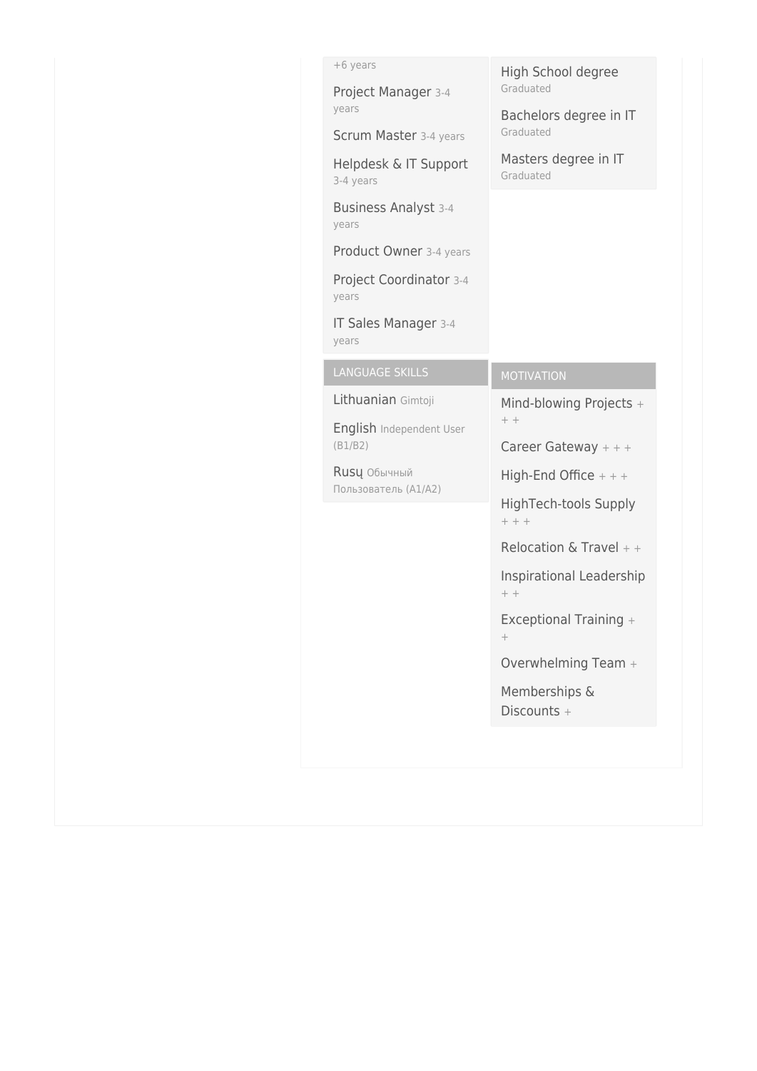+6 years

Project Manager 3-4 years

Scrum Master 3-4 years

Helpdesk & IT Support 3-4 years

Business Analyst 3-4 years

Product Owner 3-4 years

Project Coordinator 3-4 years

IT Sales Manager 3-4 years

High School degree
Graduated

Bachelors degree in IT
Graduated

Masters degree in IT
Graduated

## LANGUAGE SKILLS

Lithuanian Gimtoji

English Independent User (B1/B2)

Rusų Обычный Пользователь (A1/A2)

## MOTIVATION

Mind-blowing Projects + + +

Career Gateway + + +

High-End Office + + +

HighTech-tools Supply + + +

Relocation & Travel + +

Inspirational Leadership + +

Exceptional Training + +

Overwhelming Team +

Memberships & Discounts +